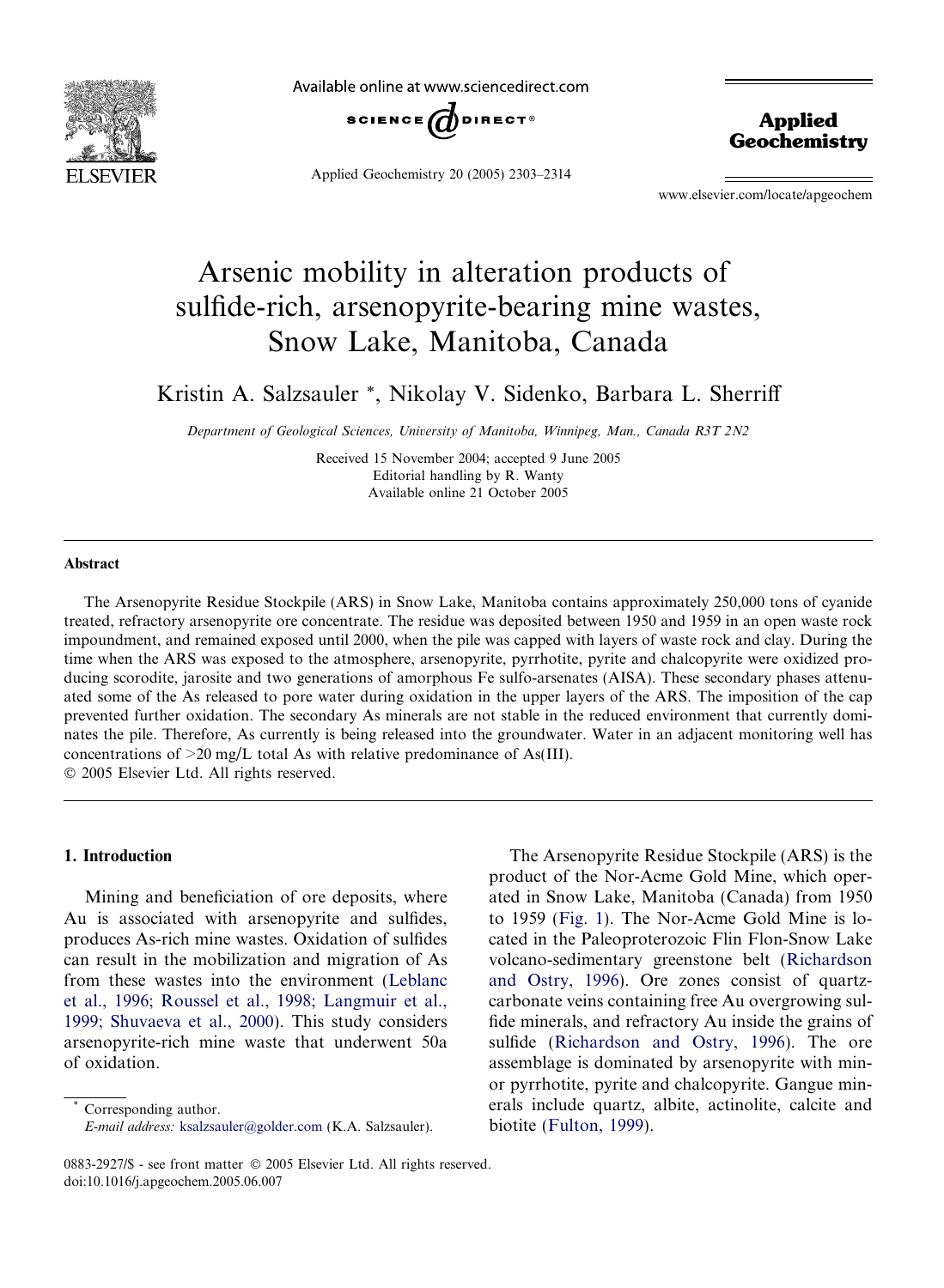# Arsenic mobility in alteration products of sulfide-rich, arsenopyrite-bearing mine wastes, Snow Lake, Manitoba, Canada

Kristin A. Salzsauler *, Nikolay V. Sidenko, Barbara L. Sherriff

*Department of Geological Sciences, University of Manitoba, Winnipeg, Man., Canada R3T 2N2*

Received 15 November 2004; accepted 9 June 2005
Editorial handling by R. Wanty
Available online 21 October 2005

## Abstract

The Arsenopyrite Residue Stockpile (ARS) in Snow Lake, Manitoba contains approximately 250,000 tons of cyanide treated, refractory arsenopyrite ore concentrate. The residue was deposited between 1950 and 1959 in an open waste rock impoundment, and remained exposed until 2000, when the pile was capped with layers of waste rock and clay. During the time when the ARS was exposed to the atmosphere, arsenopyrite, pyrrhotite, pyrite and chalcopyrite were oxidized producing scorodite, jarosite and two generations of amorphous Fe sulfo-arsenates (AISA). These secondary phases attenuated some of the As released to pore water during oxidation in the upper layers of the ARS. The imposition of the cap prevented further oxidation. The secondary As minerals are not stable in the reduced environment that currently dominates the pile. Therefore, As currently is being released into the groundwater. Water in an adjacent monitoring well has concentrations of >20 mg/L total As with relative predominance of As(III).

© 2005 Elsevier Ltd. All rights reserved.

## 1. Introduction

Mining and beneficiation of ore deposits, where Au is associated with arsenopyrite and sulfides, produces As-rich mine wastes. Oxidation of sulfides can result in the mobilization and migration of As from these wastes into the environment (Leblanc et al., 1996; Roussel et al., 1998; Langmuir et al., 1999; Shuvaeva et al., 2000). This study considers arsenopyrite-rich mine waste that underwent 50a of oxidation.

The Arsenopyrite Residue Stockpile (ARS) is the product of the Nor-Acme Gold Mine, which operated in Snow Lake, Manitoba (Canada) from 1950 to 1959 (Fig. 1). The Nor-Acme Gold Mine is located in the Paleoproterozoic Flin Flon-Snow Lake volcano-sedimentary greenstone belt (Richardson and Ostry, 1996). Ore zones consist of quartz-carbonate veins containing free Au overgrowing sulfide minerals, and refractory Au inside the grains of sulfide (Richardson and Ostry, 1996). The ore assemblage is dominated by arsenopyrite with minor pyrrhotite, pyrite and chalcopyrite. Gangue minerals include quartz, albite, actinolite, calcite and biotite (Fulton, 1999).

* Corresponding author.
*E-mail address:* ksalzsauler@golder.com (K.A. Salzsauler).

0883-2927/$ - see front matter © 2005 Elsevier Ltd. All rights reserved.
doi:10.1016/j.apgeochem.2005.06.007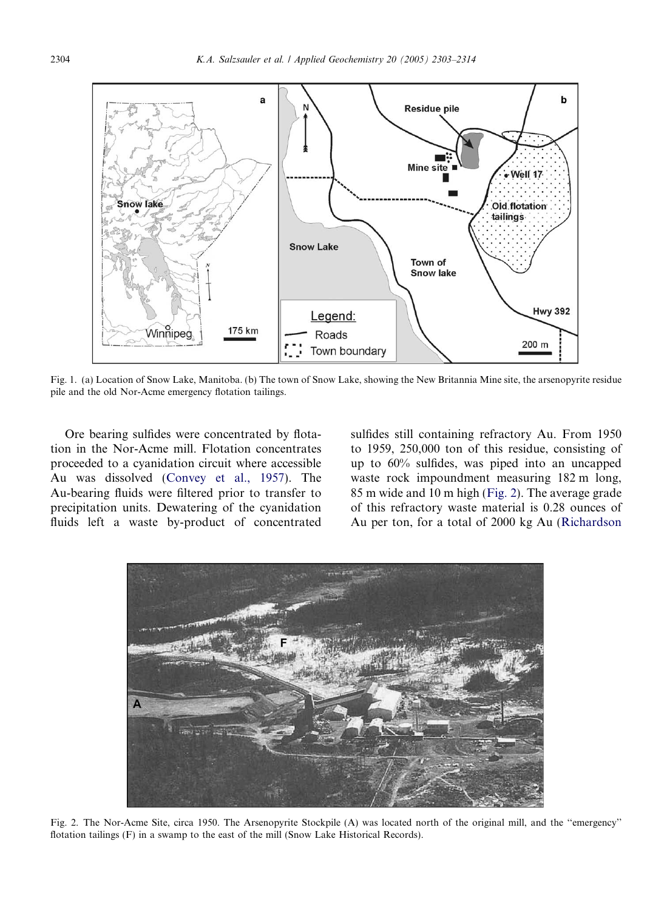Fig. 1. (a) Location of Snow Lake, Manitoba. (b) The town of Snow Lake, showing the New Britannia Mine site, the arsenopyrite residue pile and the old Nor-Acme emergency flotation tailings.

Ore bearing sulfides were concentrated by flotation in the Nor-Acme mill. Flotation concentrates proceeded to a cyanidation circuit where accessible Au was dissolved (Convey et al., 1957). The Au-bearing fluids were filtered prior to transfer to precipitation units. Dewatering of the cyanidation fluids left a waste by-product of concentrated sulfides still containing refractory Au. From 1950 to 1959, 250,000 ton of this residue, consisting of up to 60% sulfides, was piped into an uncapped waste rock impoundment measuring 182 m long, 85 m wide and 10 m high (Fig. 2). The average grade of this refractory waste material is 0.28 ounces of Au per ton, for a total of 2000 kg Au (Richardson

Fig. 2. The Nor-Acme Site, circa 1950. The Arsenopyrite Stockpile (A) was located north of the original mill, and the "emergency" flotation tailings (F) in a swamp to the east of the mill (Snow Lake Historical Records).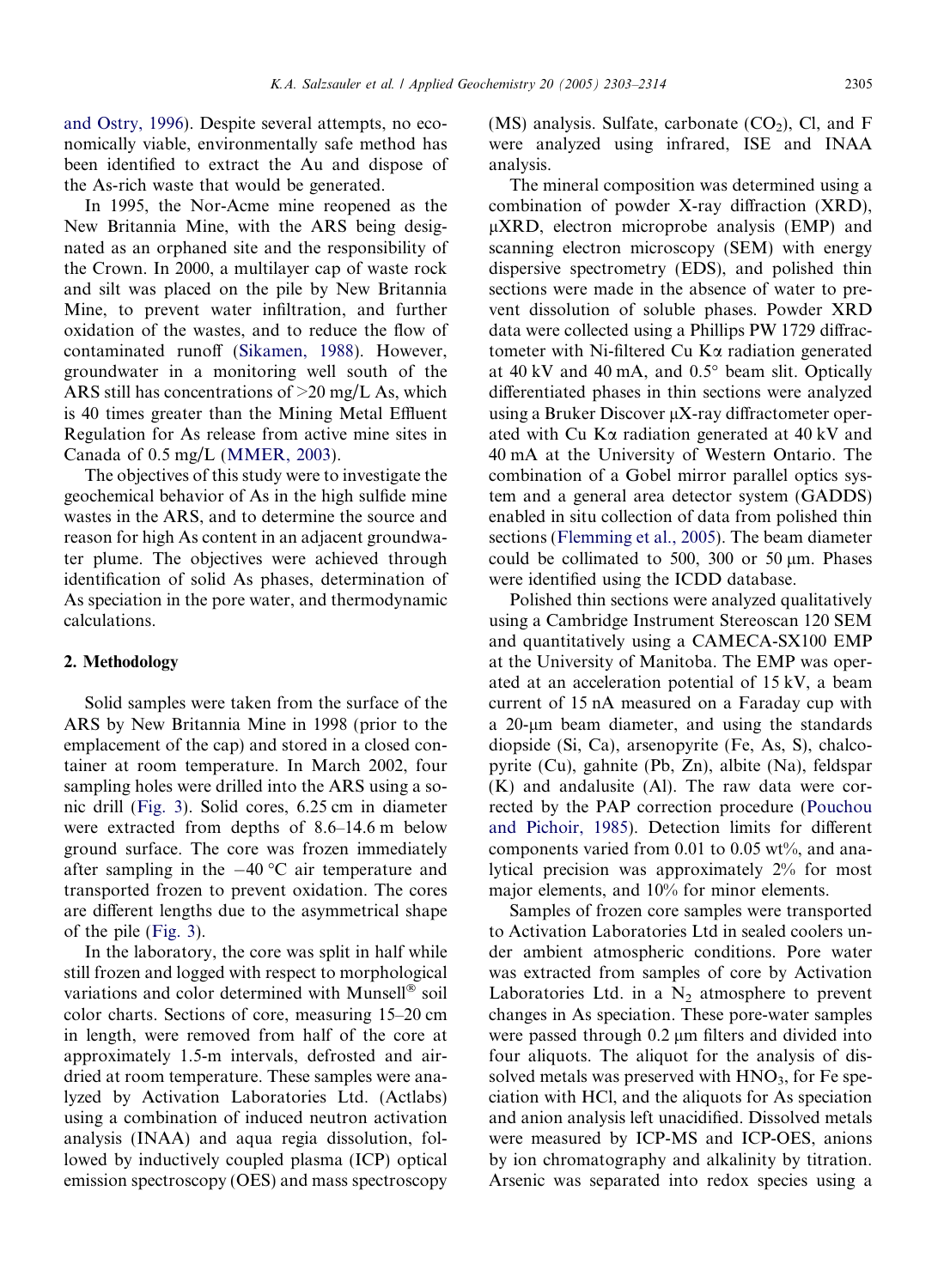and Ostry, 1996). Despite several attempts, no economically viable, environmentally safe method has been identified to extract the Au and dispose of the As-rich waste that would be generated.

In 1995, the Nor-Acme mine reopened as the New Britannia Mine, with the ARS being designated as an orphaned site and the responsibility of the Crown. In 2000, a multilayer cap of waste rock and silt was placed on the pile by New Britannia Mine, to prevent water infiltration, and further oxidation of the wastes, and to reduce the flow of contaminated runoff (Sikamen, 1988). However, groundwater in a monitoring well south of the ARS still has concentrations of >20 mg/L As, which is 40 times greater than the Mining Metal Effluent Regulation for As release from active mine sites in Canada of 0.5 mg/L (MMER, 2003).

The objectives of this study were to investigate the geochemical behavior of As in the high sulfide mine wastes in the ARS, and to determine the source and reason for high As content in an adjacent groundwater plume. The objectives were achieved through identification of solid As phases, determination of As speciation in the pore water, and thermodynamic calculations.

## 2. Methodology

Solid samples were taken from the surface of the ARS by New Britannia Mine in 1998 (prior to the emplacement of the cap) and stored in a closed container at room temperature. In March 2002, four sampling holes were drilled into the ARS using a sonic drill (Fig. 3). Solid cores, 6.25 cm in diameter were extracted from depths of 8.6–14.6 m below ground surface. The core was frozen immediately after sampling in the −40 °C air temperature and transported frozen to prevent oxidation. The cores are different lengths due to the asymmetrical shape of the pile (Fig. 3).

In the laboratory, the core was split in half while still frozen and logged with respect to morphological variations and color determined with Munsell® soil color charts. Sections of core, measuring 15–20 cm in length, were removed from half of the core at approximately 1.5-m intervals, defrosted and air-dried at room temperature. These samples were analyzed by Activation Laboratories Ltd. (Actlabs) using a combination of induced neutron activation analysis (INAA) and aqua regia dissolution, followed by inductively coupled plasma (ICP) optical emission spectroscopy (OES) and mass spectroscopy (MS) analysis. Sulfate, carbonate ($CO_2$), Cl, and F were analyzed using infrared, ISE and INAA analysis.

The mineral composition was determined using a combination of powder X-ray diffraction (XRD), μXRD, electron microprobe analysis (EMP) and scanning electron microscopy (SEM) with energy dispersive spectrometry (EDS), and polished thin sections were made in the absence of water to prevent dissolution of soluble phases. Powder XRD data were collected using a Phillips PW 1729 diffractometer with Ni-filtered Cu Kα radiation generated at 40 kV and 40 mA, and 0.5° beam slit. Optically differentiated phases in thin sections were analyzed using a Bruker Discover μX-ray diffractometer operated with Cu Kα radiation generated at 40 kV and 40 mA at the University of Western Ontario. The combination of a Gobel mirror parallel optics system and a general area detector system (GADDS) enabled in situ collection of data from polished thin sections (Flemming et al., 2005). The beam diameter could be collimated to 500, 300 or 50 μm. Phases were identified using the ICDD database.

Polished thin sections were analyzed qualitatively using a Cambridge Instrument Stereoscan 120 SEM and quantitatively using a CAMECA-SX100 EMP at the University of Manitoba. The EMP was operated at an acceleration potential of 15 kV, a beam current of 15 nA measured on a Faraday cup with a 20-μm beam diameter, and using the standards diopside (Si, Ca), arsenopyrite (Fe, As, S), chalcopyrite (Cu), gahnite (Pb, Zn), albite (Na), feldspar (K) and andalusite (Al). The raw data were corrected by the PAP correction procedure (Pouchou and Pichoir, 1985). Detection limits for different components varied from 0.01 to 0.05 wt%, and analytical precision was approximately 2% for most major elements, and 10% for minor elements.

Samples of frozen core samples were transported to Activation Laboratories Ltd in sealed coolers under ambient atmospheric conditions. Pore water was extracted from samples of core by Activation Laboratories Ltd. in a $N_2$ atmosphere to prevent changes in As speciation. These pore-water samples were passed through 0.2 μm filters and divided into four aliquots. The aliquot for the analysis of dissolved metals was preserved with $HNO_3$, for Fe speciation with HCl, and the aliquots for As speciation and anion analysis left unacidified. Dissolved metals were measured by ICP-MS and ICP-OES, anions by ion chromatography and alkalinity by titration. Arsenic was separated into redox species using a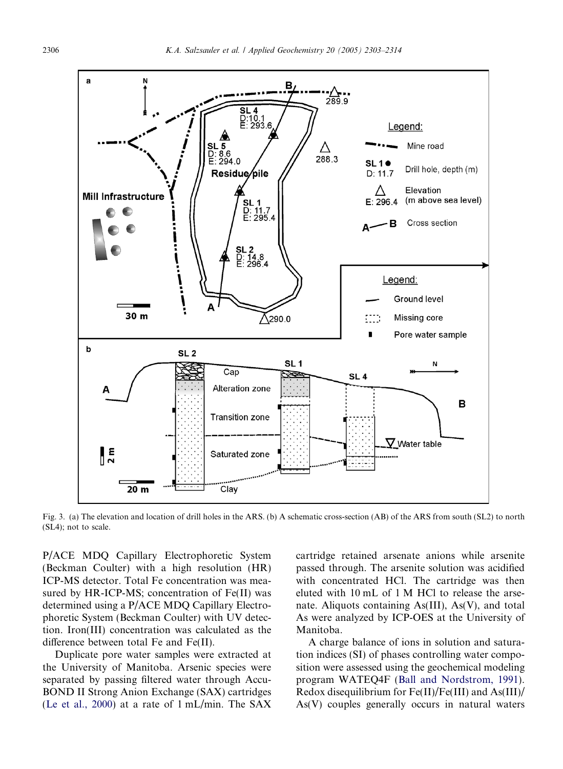Fig. 3. (a) The elevation and location of drill holes in the ARS. (b) A schematic cross-section (AB) of the ARS from south (SL2) to north (SL4); not to scale.

P/ACE MDQ Capillary Electrophoretic System (Beckman Coulter) with a high resolution (HR) ICP-MS detector. Total Fe concentration was measured by HR-ICP-MS; concentration of Fe(II) was determined using a P/ACE MDQ Capillary Electrophoretic System (Beckman Coulter) with UV detection. Iron(III) concentration was calculated as the difference between total Fe and Fe(II).

Duplicate pore water samples were extracted at the University of Manitoba. Arsenic species were separated by passing filtered water through Accu-BOND II Strong Anion Exchange (SAX) cartridges (Le et al., 2000) at a rate of 1 mL/min. The SAX cartridge retained arsenate anions while arsenite passed through. The arsenite solution was acidified with concentrated HCl. The cartridge was then eluted with 10 mL of 1 M HCl to release the arsenate. Aliquots containing As(III), As(V), and total As were analyzed by ICP-OES at the University of Manitoba.

A charge balance of ions in solution and saturation indices (SI) of phases controlling water composition were assessed using the geochemical modeling program WATEQ4F (Ball and Nordstrom, 1991). Redox disequilibrium for Fe(II)/Fe(III) and As(III)/As(V) couples generally occurs in natural waters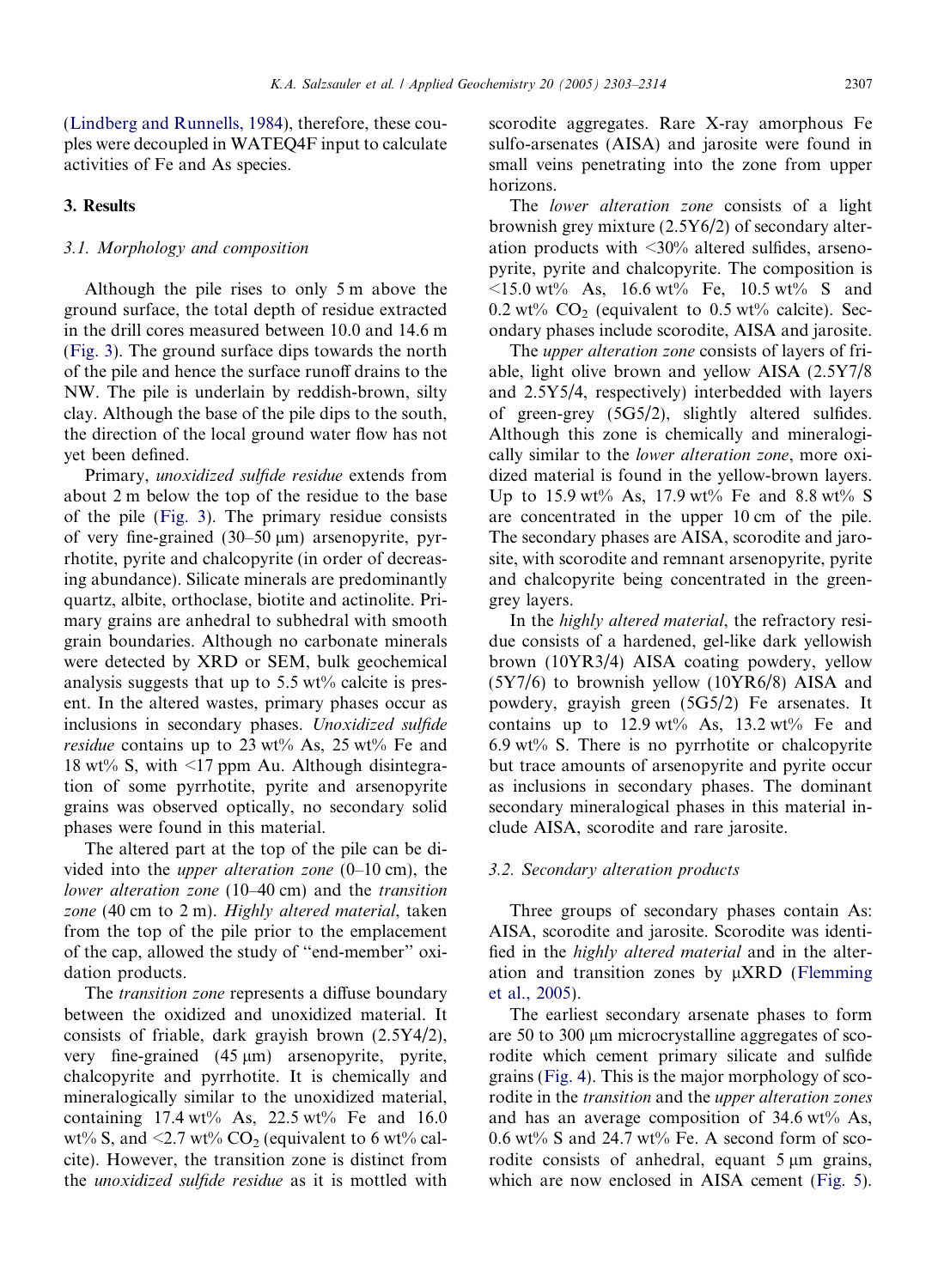(Lindberg and Runnells, 1984), therefore, these couples were decoupled in WATEQ4F input to calculate activities of Fe and As species.

## 3. Results

### 3.1. Morphology and composition

Although the pile rises to only 5 m above the ground surface, the total depth of residue extracted in the drill cores measured between 10.0 and 14.6 m (Fig. 3). The ground surface dips towards the north of the pile and hence the surface runoff drains to the NW. The pile is underlain by reddish-brown, silty clay. Although the base of the pile dips to the south, the direction of the local ground water flow has not yet been defined.

Primary, *unoxidized sulfide residue* extends from about 2 m below the top of the residue to the base of the pile (Fig. 3). The primary residue consists of very fine-grained (30–50 μm) arsenopyrite, pyrrhotite, pyrite and chalcopyrite (in order of decreasing abundance). Silicate minerals are predominantly quartz, albite, orthoclase, biotite and actinolite. Primary grains are anhedral to subhedral with smooth grain boundaries. Although no carbonate minerals were detected by XRD or SEM, bulk geochemical analysis suggests that up to 5.5 wt% calcite is present. In the altered wastes, primary phases occur as inclusions in secondary phases. *Unoxidized sulfide residue* contains up to 23 wt% As, 25 wt% Fe and 18 wt% S, with <17 ppm Au. Although disintegration of some pyrrhotite, pyrite and arsenopyrite grains was observed optically, no secondary solid phases were found in this material.

The altered part at the top of the pile can be divided into the *upper alteration zone* (0–10 cm), the *lower alteration zone* (10–40 cm) and the *transition zone* (40 cm to 2 m). *Highly altered material*, taken from the top of the pile prior to the emplacement of the cap, allowed the study of "end-member" oxidation products.

The *transition zone* represents a diffuse boundary between the oxidized and unoxidized material. It consists of friable, dark grayish brown (2.5Y4/2), very fine-grained (45 μm) arsenopyrite, pyrite, chalcopyrite and pyrrhotite. It is chemically and mineralogically similar to the unoxidized material, containing 17.4 wt% As, 22.5 wt% Fe and 16.0 wt% S, and <2.7 wt% $CO_2$ (equivalent to 6 wt% calcite). However, the transition zone is distinct from the *unoxidized sulfide residue* as it is mottled with scorodite aggregates. Rare X-ray amorphous Fe sulfo-arsenates (AISA) and jarosite were found in small veins penetrating into the zone from upper horizons.

The *lower alteration zone* consists of a light brownish grey mixture (2.5Y6/2) of secondary alteration products with <30% altered sulfides, arsenopyrite, pyrite and chalcopyrite. The composition is <15.0 wt% As, 16.6 wt% Fe, 10.5 wt% S and 0.2 wt% $CO_2$ (equivalent to 0.5 wt% calcite). Secondary phases include scorodite, AISA and jarosite.

The *upper alteration zone* consists of layers of friable, light olive brown and yellow AISA (2.5Y7/8 and 2.5Y5/4, respectively) interbedded with layers of green-grey (5G5/2), slightly altered sulfides. Although this zone is chemically and mineralogically similar to the *lower alteration zone*, more oxidized material is found in the yellow-brown layers. Up to 15.9 wt% As, 17.9 wt% Fe and 8.8 wt% S are concentrated in the upper 10 cm of the pile. The secondary phases are AISA, scorodite and jarosite, with scorodite and remnant arsenopyrite, pyrite and chalcopyrite being concentrated in the green-grey layers.

In the *highly altered material*, the refractory residue consists of a hardened, gel-like dark yellowish brown (10YR3/4) AISA coating powdery, yellow (5Y7/6) to brownish yellow (10YR6/8) AISA and powdery, grayish green (5G5/2) Fe arsenates. It contains up to 12.9 wt% As, 13.2 wt% Fe and 6.9 wt% S. There is no pyrrhotite or chalcopyrite but trace amounts of arsenopyrite and pyrite occur as inclusions in secondary phases. The dominant secondary mineralogical phases in this material include AISA, scorodite and rare jarosite.

### 3.2. Secondary alteration products

Three groups of secondary phases contain As: AISA, scorodite and jarosite. Scorodite was identified in the *highly altered material* and in the alteration and transition zones by μXRD (Flemming et al., 2005).

The earliest secondary arsenate phases to form are 50 to 300 μm microcrystalline aggregates of scorodite which cement primary silicate and sulfide grains (Fig. 4). This is the major morphology of scorodite in the *transition* and the *upper alteration zones* and has an average composition of 34.6 wt% As, 0.6 wt% S and 24.7 wt% Fe. A second form of scorodite consists of anhedral, equant 5 μm grains, which are now enclosed in AISA cement (Fig. 5).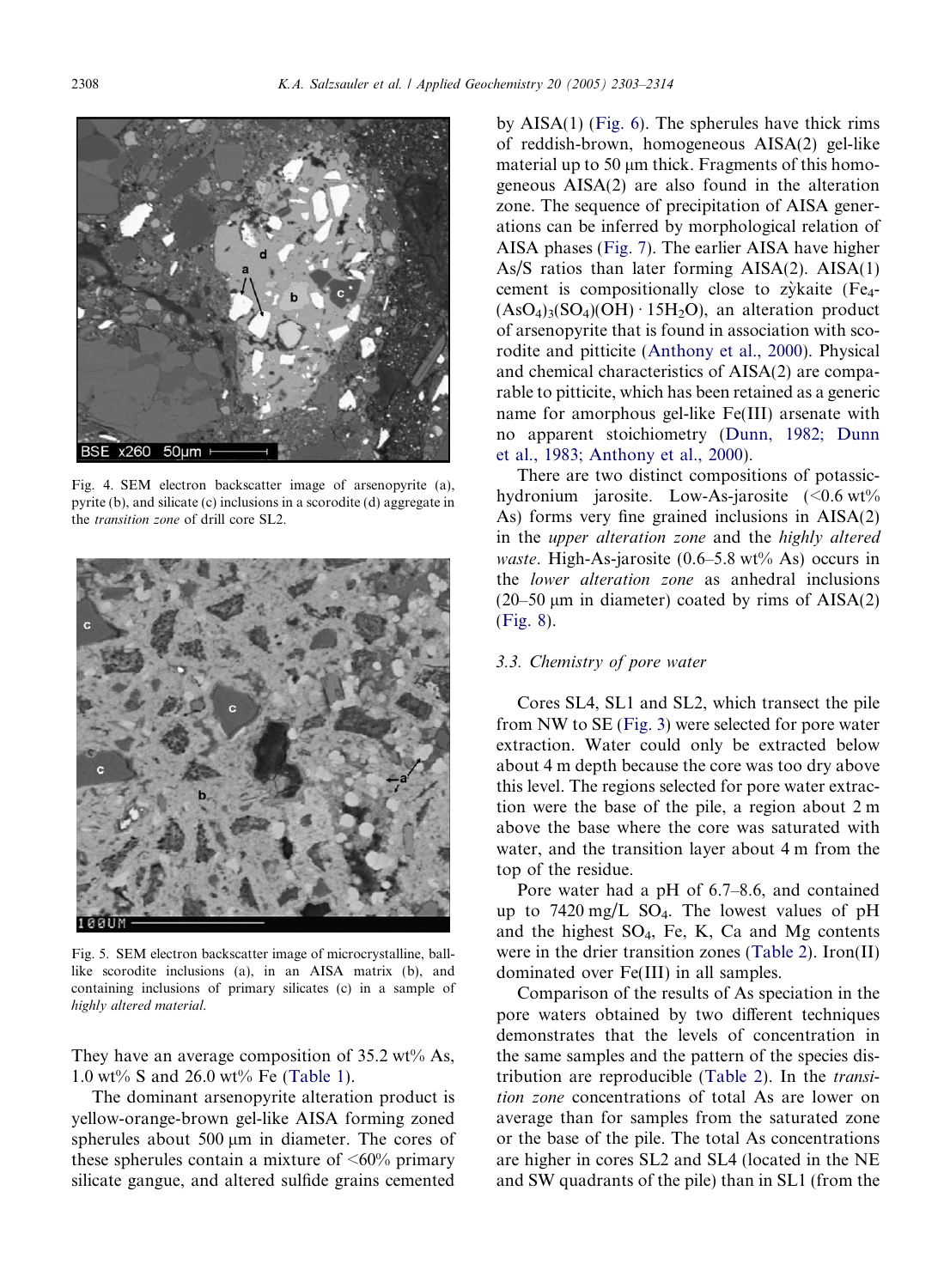Fig. 4. SEM electron backscatter image of arsenopyrite (a), pyrite (b), and silicate (c) inclusions in a scorodite (d) aggregate in the *transition zone* of drill core SL2.

Fig. 5. SEM electron backscatter image of microcrystalline, ball-like scorodite inclusions (a), in an AISA matrix (b), and containing inclusions of primary silicates (c) in a sample of *highly altered material.*

They have an average composition of 35.2 wt% As, 1.0 wt% S and 26.0 wt% Fe (Table 1).

The dominant arsenopyrite alteration product is yellow-orange-brown gel-like AISA forming zoned spherules about 500 μm in diameter. The cores of these spherules contain a mixture of <60% primary silicate gangue, and altered sulfide grains cemented by AISA(1) (Fig. 6). The spherules have thick rims of reddish-brown, homogeneous AISA(2) gel-like material up to 50 μm thick. Fragments of this homogeneous AISA(2) are also found in the alteration zone. The sequence of precipitation of AISA generations can be inferred by morphological relation of AISA phases (Fig. 7). The earlier AISA have higher As/S ratios than later forming AISA(2). AISA(1) cement is compositionally close to zỳkaite ($Fe_4(AsO_4)_3(SO_4)(OH) \cdot 15H_2O$), an alteration product of arsenopyrite that is found in association with scorodite and pitticite (Anthony et al., 2000). Physical and chemical characteristics of AISA(2) are comparable to pitticite, which has been retained as a generic name for amorphous gel-like Fe(III) arsenate with no apparent stoichiometry (Dunn, 1982; Dunn et al., 1983; Anthony et al., 2000).

There are two distinct compositions of potassic-hydronium jarosite. Low-As-jarosite (<0.6 wt% As) forms very fine grained inclusions in AISA(2) in the *upper alteration zone* and the *highly altered waste*. High-As-jarosite (0.6–5.8 wt% As) occurs in the *lower alteration zone* as anhedral inclusions (20–50 μm in diameter) coated by rims of AISA(2) (Fig. 8).

### 3.3. Chemistry of pore water

Cores SL4, SL1 and SL2, which transect the pile from NW to SE (Fig. 3) were selected for pore water extraction. Water could only be extracted below about 4 m depth because the core was too dry above this level. The regions selected for pore water extraction were the base of the pile, a region about 2 m above the base where the core was saturated with water, and the transition layer about 4 m from the top of the residue.

Pore water had a pH of 6.7–8.6, and contained up to 7420 mg/L $SO_4$. The lowest values of pH and the highest $SO_4$, Fe, K, Ca and Mg contents were in the drier transition zones (Table 2). Iron(II) dominated over Fe(III) in all samples.

Comparison of the results of As speciation in the pore waters obtained by two different techniques demonstrates that the levels of concentration in the same samples and the pattern of the species distribution are reproducible (Table 2). In the *transition zone* concentrations of total As are lower on average than for samples from the saturated zone or the base of the pile. The total As concentrations are higher in cores SL2 and SL4 (located in the NE and SW quadrants of the pile) than in SL1 (from the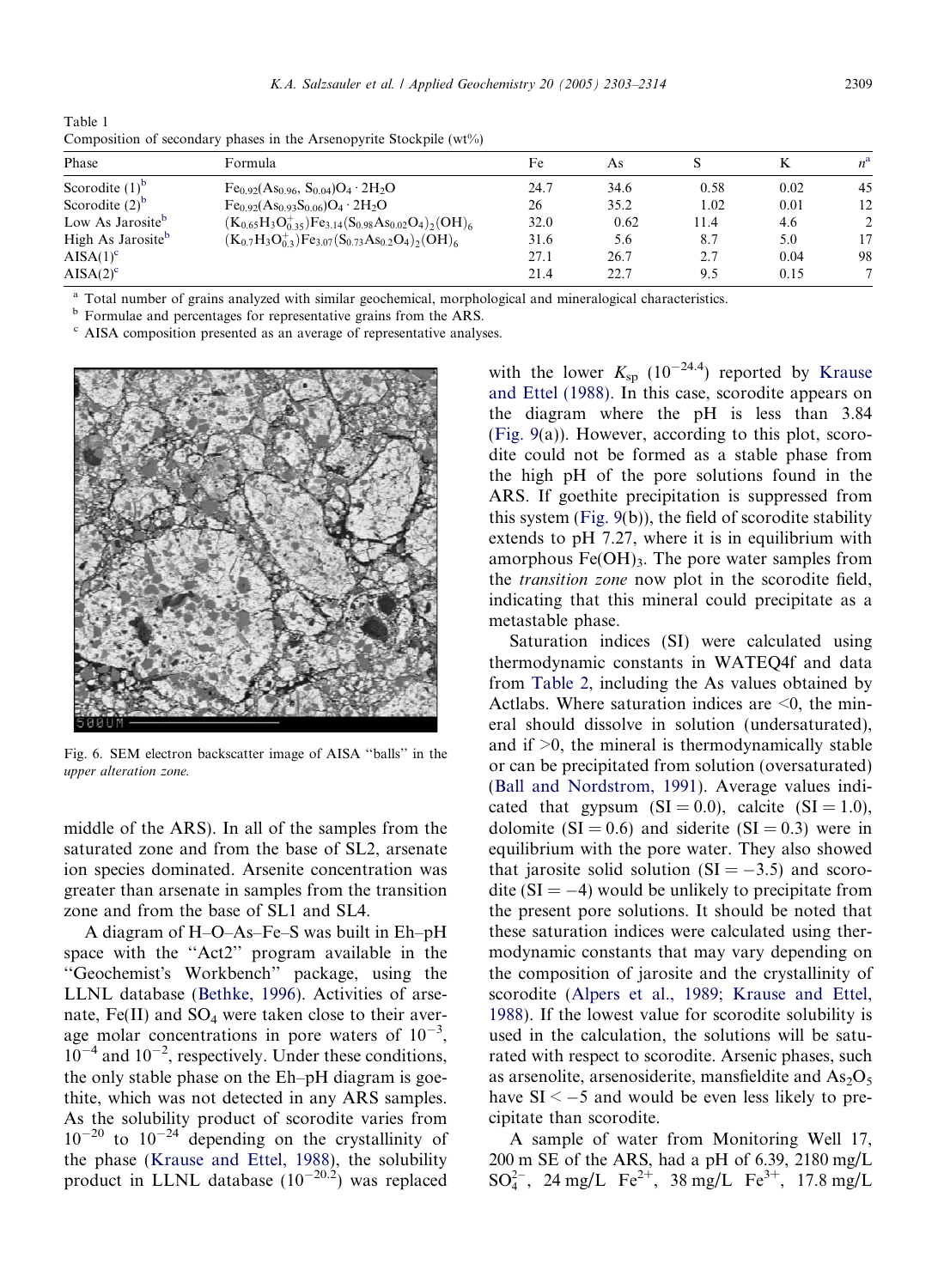Table 1
Composition of secondary phases in the Arsenopyrite Stockpile (wt%)

| Phase | Formula | Fe | As | S | K | $n$[a] |
|---|---|---|---|---|---|---|
| Scorodite (1)[b] | $Fe_{0.92}(As_{0.96}, S_{0.04})O_4 \cdot 2H_2O$ | 24.7 | 34.6 | 0.58 | 0.02 | 45 |
| Scorodite (2)[b] | $Fe_{0.92}(As_{0.93}S_{0.06})O_4 \cdot 2H_2O$ | 26 | 35.2 | 1.02 | 0.01 | 12 |
| Low As Jarosite[b] | $(K_{0.65}H_3O^+_{0.35})Fe_{3.14}(S_{0.98}As_{0.02}O_4)_2(OH)_6$ | 32.0 | 0.62 | 11.4 | 4.6 | 2 |
| High As Jarosite[b] | $(K_{0.7}H_3O^+_{0.3})Fe_{3.07}(S_{0.73}As_{0.2}O_4)_2(OH)_6$ | 31.6 | 5.6 | 8.7 | 5.0 | 17 |
| AISA(1)[c] | | 27.1 | 26.7 | 2.7 | 0.04 | 98 |
| AISA(2)[c] | | 21.4 | 22.7 | 9.5 | 0.15 | 7 |

[a] Total number of grains analyzed with similar geochemical, morphological and mineralogical characteristics.
[b] Formulae and percentages for representative grains from the ARS.
[c] AISA composition presented as an average of representative analyses.

Fig. 6. SEM electron backscatter image of AISA "balls" in the *upper alteration zone.*

middle of the ARS). In all of the samples from the saturated zone and from the base of SL2, arsenate ion species dominated. Arsenite concentration was greater than arsenate in samples from the transition zone and from the base of SL1 and SL4.

A diagram of H–O–As–Fe–S was built in Eh–pH space with the "Act2" program available in the "Geochemist's Workbench" package, using the LLNL database (Bethke, 1996). Activities of arsenate, Fe(II) and $SO_4$ were taken close to their average molar concentrations in pore waters of $10^{-3}$, $10^{-4}$ and $10^{-2}$, respectively. Under these conditions, the only stable phase on the Eh–pH diagram is goethite, which was not detected in any ARS samples. As the solubility product of scorodite varies from $10^{-20}$ to $10^{-24}$ depending on the crystallinity of the phase (Krause and Ettel, 1988), the solubility product in LLNL database ($10^{-20.2}$) was replaced with the lower $K_{sp}$ ($10^{-24.4}$) reported by Krause and Ettel (1988). In this case, scorodite appears on the diagram where the pH is less than 3.84 (Fig. 9(a)). However, according to this plot, scorodite could not be formed as a stable phase from the high pH of the pore solutions found in the ARS. If goethite precipitation is suppressed from this system (Fig. 9(b)), the field of scorodite stability extends to pH 7.27, where it is in equilibrium with amorphous $Fe(OH)_3$. The pore water samples from the *transition zone* now plot in the scorodite field, indicating that this mineral could precipitate as a metastable phase.

Saturation indices (SI) were calculated using thermodynamic constants in WATEQ4f and data from Table 2, including the As values obtained by Actlabs. Where saturation indices are <0, the mineral should dissolve in solution (undersaturated), and if >0, the mineral is thermodynamically stable or can be precipitated from solution (oversaturated) (Ball and Nordstrom, 1991). Average values indicated that gypsum (SI = 0.0), calcite (SI = 1.0), dolomite (SI = 0.6) and siderite (SI = 0.3) were in equilibrium with the pore water. They also showed that jarosite solid solution (SI = −3.5) and scorodite (SI = −4) would be unlikely to precipitate from the present pore solutions. It should be noted that these saturation indices were calculated using thermodynamic constants that may vary depending on the composition of jarosite and the crystallinity of scorodite (Alpers et al., 1989; Krause and Ettel, 1988). If the lowest value for scorodite solubility is used in the calculation, the solutions will be saturated with respect to scorodite. Arsenic phases, such as arsenolite, arsenosiderite, mansfieldite and $As_2O_5$ have SI < −5 and would be even less likely to precipitate than scorodite.

A sample of water from Monitoring Well 17, 200 m SE of the ARS, had a pH of 6.39, 2180 mg/L $SO_4^{2-}$, 24 mg/L $Fe^{2+}$, 38 mg/L $Fe^{3+}$, 17.8 mg/L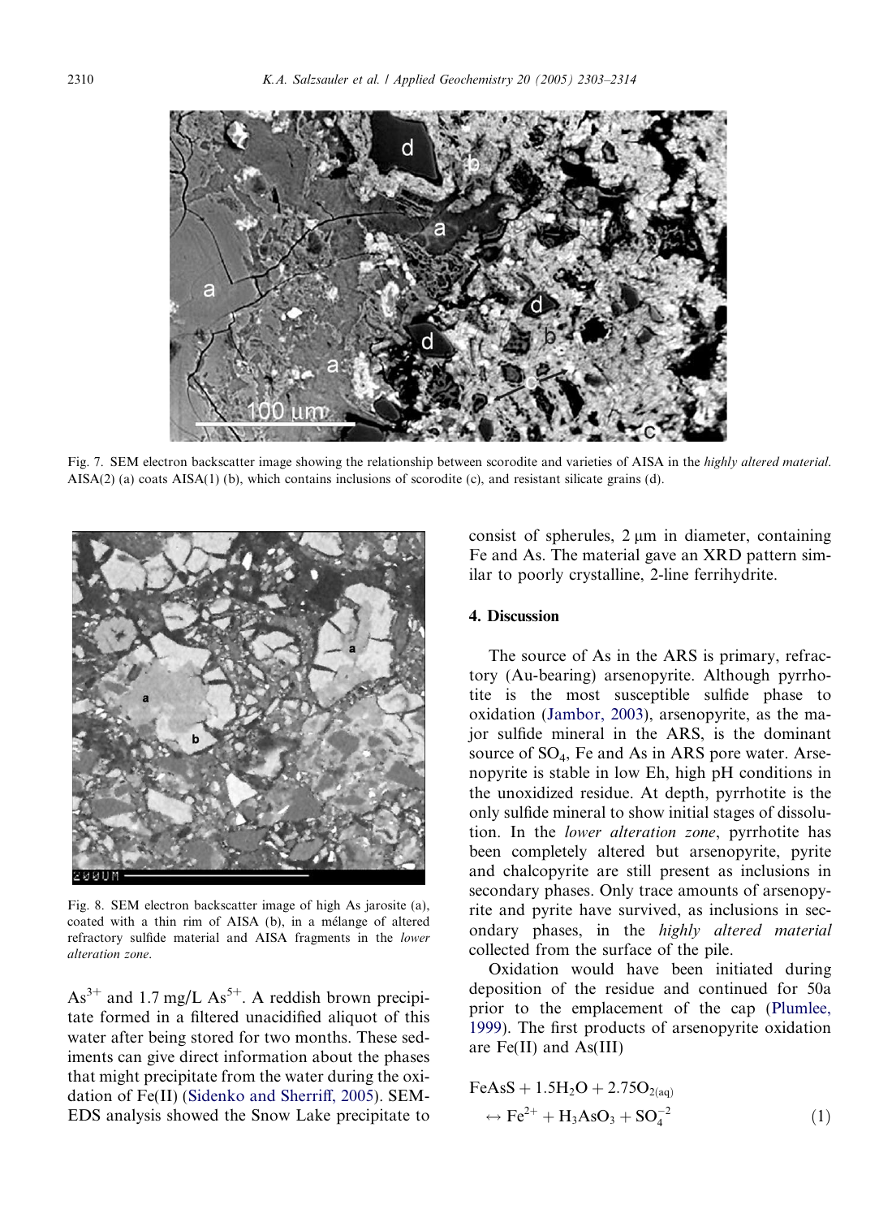Fig. 7. SEM electron backscatter image showing the relationship between scorodite and varieties of AISA in the *highly altered material*. AISA(2) (a) coats AISA(1) (b), which contains inclusions of scorodite (c), and resistant silicate grains (d).

Fig. 8. SEM electron backscatter image of high As jarosite (a), coated with a thin rim of AISA (b), in a mélange of altered refractory sulfide material and AISA fragments in the *lower alteration zone*.

$As^{3+}$ and 1.7 mg/L $As^{5+}$. A reddish brown precipitate formed in a filtered unacidified aliquot of this water after being stored for two months. These sediments can give direct information about the phases that might precipitate from the water during the oxidation of Fe(II) (Sidenko and Sherriff, 2005). SEM-EDS analysis showed the Snow Lake precipitate to consist of spherules, 2 μm in diameter, containing Fe and As. The material gave an XRD pattern similar to poorly crystalline, 2-line ferrihydrite.

## 4. Discussion

The source of As in the ARS is primary, refractory (Au-bearing) arsenopyrite. Although pyrrhotite is the most susceptible sulfide phase to oxidation (Jambor, 2003), arsenopyrite, as the major sulfide mineral in the ARS, is the dominant source of $SO_4$, Fe and As in ARS pore water. Arsenopyrite is stable in low Eh, high pH conditions in the unoxidized residue. At depth, pyrrhotite is the only sulfide mineral to show initial stages of dissolution. In the *lower alteration zone*, pyrrhotite has been completely altered but arsenopyrite, pyrite and chalcopyrite are still present as inclusions in secondary phases. Only trace amounts of arsenopyrite and pyrite have survived, as inclusions in secondary phases, in the *highly altered material* collected from the surface of the pile.

Oxidation would have been initiated during deposition of the residue and continued for 50a prior to the emplacement of the cap (Plumlee, 1999). The first products of arsenopyrite oxidation are Fe(II) and As(III)

$$FeAsS + 1.5H_2O + 2.75O_{2(aq)} \leftrightarrow Fe^{2+} + H_3AsO_3 + SO_4^{-2} \quad (1)$$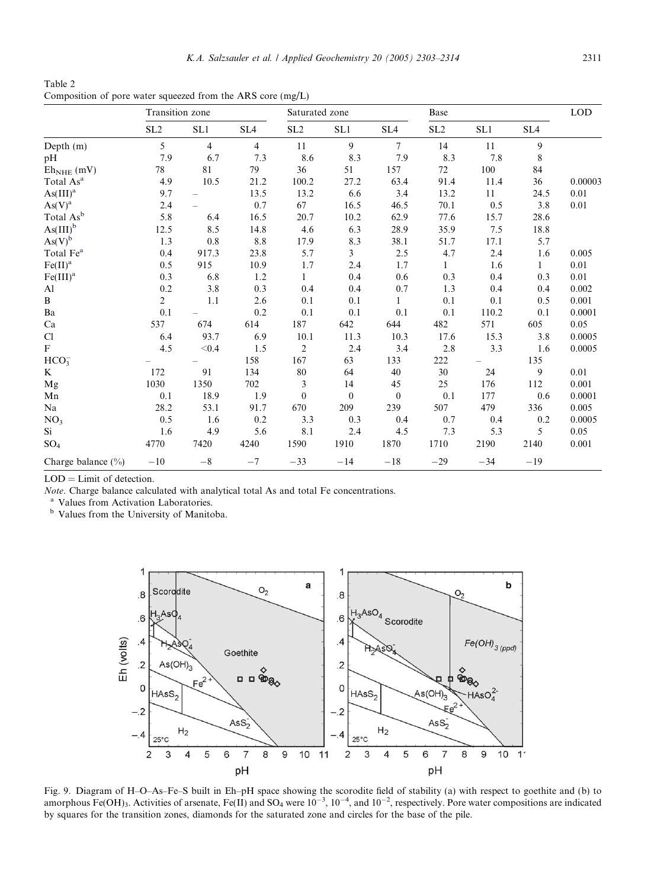Table 2
Composition of pore water squeezed from the ARS core (mg/L)

| | Transition zone | | | Saturated zone | | | Base | | | LOD |
|---|---|---|---|---|---|---|---|---|---|---|
| | SL2 | SL1 | SL4 | SL2 | SL1 | SL4 | SL2 | SL1 | SL4 | |
| Depth (m) | 5 | 4 | 4 | 11 | 9 | 7 | 14 | 11 | 9 | |
| pH | 7.9 | 6.7 | 7.3 | 8.6 | 8.3 | 7.9 | 8.3 | 7.8 | 8 | |
| $Eh_{NHE}$ (mV) | 78 | 81 | 79 | 36 | 51 | 157 | 72 | 100 | 84 | |
| Total As[a] | 4.9 | 10.5 | 21.2 | 100.2 | 27.2 | 63.4 | 91.4 | 11.4 | 36 | 0.00003 |
| As(III)[a] | 9.7 | – | 13.5 | 13.2 | 6.6 | 3.4 | 13.2 | 11 | 24.5 | 0.01 |
| As(V)[a] | 2.4 | – | 0.7 | 67 | 16.5 | 46.5 | 70.1 | 0.5 | 3.8 | 0.01 |
| Total As[b] | 5.8 | 6.4 | 16.5 | 20.7 | 10.2 | 62.9 | 77.6 | 15.7 | 28.6 | |
| As(III)[b] | 12.5 | 8.5 | 14.8 | 4.6 | 6.3 | 28.9 | 35.9 | 7.5 | 18.8 | |
| As(V)[b] | 1.3 | 0.8 | 8.8 | 17.9 | 8.3 | 38.1 | 51.7 | 17.1 | 5.7 | |
| Total Fe[a] | 0.4 | 917.3 | 23.8 | 5.7 | 3 | 2.5 | 4.7 | 2.4 | 1.6 | 0.005 |
| Fe(II)[a] | 0.5 | 915 | 10.9 | 1.7 | 2.4 | 1.7 | 1 | 1.6 | 1 | 0.01 |
| Fe(III)[a] | 0.3 | 6.8 | 1.2 | 1 | 0.4 | 0.6 | 0.3 | 0.4 | 0.3 | 0.01 |
| Al | 0.2 | 3.8 | 0.3 | 0.4 | 0.4 | 0.7 | 1.3 | 0.4 | 0.4 | 0.002 |
| B | 2 | 1.1 | 2.6 | 0.1 | 0.1 | 1 | 0.1 | 0.1 | 0.5 | 0.001 |
| Ba | 0.1 | – | 0.2 | 0.1 | 0.1 | 0.1 | 0.1 | 110.2 | 0.1 | 0.0001 |
| Ca | 537 | 674 | 614 | 187 | 642 | 644 | 482 | 571 | 605 | 0.05 |
| Cl | 6.4 | 93.7 | 6.9 | 10.1 | 11.3 | 10.3 | 17.6 | 15.3 | 3.8 | 0.0005 |
| F | 4.5 | <0.4 | 1.5 | 2 | 2.4 | 3.4 | 2.8 | 3.3 | 1.6 | 0.0005 |
| $HCO_3^-$ | – | – | 158 | 167 | 63 | 133 | 222 | – | 135 | |
| K | 172 | 91 | 134 | 80 | 64 | 40 | 30 | 24 | 9 | 0.01 |
| Mg | 1030 | 1350 | 702 | 3 | 14 | 45 | 25 | 176 | 112 | 0.001 |
| Mn | 0.1 | 18.9 | 1.9 | 0 | 0 | 0 | 0.1 | 177 | 0.6 | 0.0001 |
| Na | 28.2 | 53.1 | 91.7 | 670 | 209 | 239 | 507 | 479 | 336 | 0.005 |
| $NO_3$ | 0.5 | 1.6 | 0.2 | 3.3 | 0.3 | 0.4 | 0.7 | 0.4 | 0.2 | 0.0005 |
| Si | 1.6 | 4.9 | 5.6 | 8.1 | 2.4 | 4.5 | 7.3 | 5.3 | 5 | 0.05 |
| $SO_4$ | 4770 | 7420 | 4240 | 1590 | 1910 | 1870 | 1710 | 2190 | 2140 | 0.001 |
| Charge balance (%) | −10 | −8 | −7 | −33 | −14 | −18 | −29 | −34 | −19 | |

LOD = Limit of detection.

*Note*. Charge balance calculated with analytical total As and total Fe concentrations.

[a] Values from Activation Laboratories.

[b] Values from the University of Manitoba.

Fig. 9. Diagram of H–O–As–Fe–S built in Eh–pH space showing the scorodite field of stability (a) with respect to goethite and (b) to amorphous $Fe(OH)_3$. Activities of arsenate, Fe(II) and $SO_4$ were $10^{-3}$, $10^{-4}$, and $10^{-2}$, respectively. Pore water compositions are indicated by squares for the transition zones, diamonds for the saturated zone and circles for the base of the pile.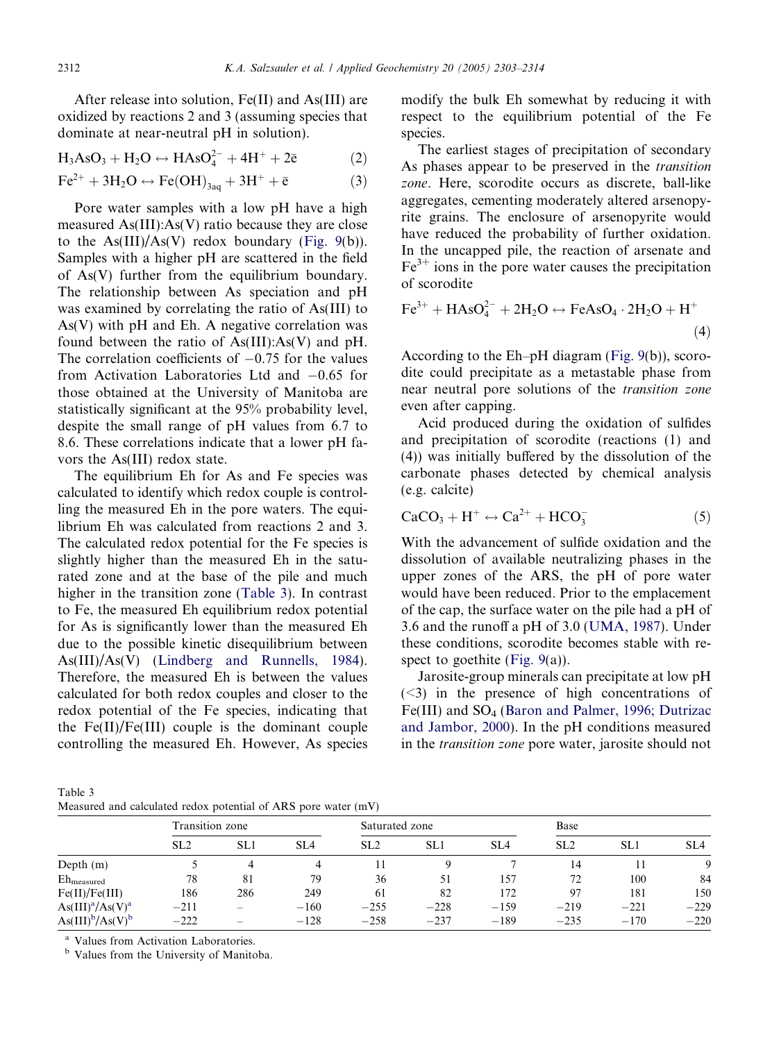After release into solution, Fe(II) and As(III) are oxidized by reactions 2 and 3 (assuming species that dominate at near-neutral pH in solution).

$$H_3AsO_3 + H_2O \leftrightarrow HAsO_4^{2-} + 4H^+ + 2\bar{e} \quad (2)$$

$$Fe^{2+} + 3H_2O \leftrightarrow Fe(OH)_{3aq} + 3H^+ + \bar{e} \quad (3)$$

Pore water samples with a low pH have a high measured As(III):As(V) ratio because they are close to the As(III)/As(V) redox boundary (Fig. 9(b)). Samples with a higher pH are scattered in the field of As(V) further from the equilibrium boundary. The relationship between As speciation and pH was examined by correlating the ratio of As(III) to As(V) with pH and Eh. A negative correlation was found between the ratio of As(III):As(V) and pH. The correlation coefficients of −0.75 for the values from Activation Laboratories Ltd and −0.65 for those obtained at the University of Manitoba are statistically significant at the 95% probability level, despite the small range of pH values from 6.7 to 8.6. These correlations indicate that a lower pH favors the As(III) redox state.

The equilibrium Eh for As and Fe species was calculated to identify which redox couple is controlling the measured Eh in the pore waters. The equilibrium Eh was calculated from reactions 2 and 3. The calculated redox potential for the Fe species is slightly higher than the measured Eh in the saturated zone and at the base of the pile and much higher in the transition zone (Table 3). In contrast to Fe, the measured Eh equilibrium redox potential for As is significantly lower than the measured Eh due to the possible kinetic disequilibrium between As(III)/As(V) (Lindberg and Runnells, 1984). Therefore, the measured Eh is between the values calculated for both redox couples and closer to the redox potential of the Fe species, indicating that the Fe(II)/Fe(III) couple is the dominant couple controlling the measured Eh. However, As species modify the bulk Eh somewhat by reducing it with respect to the equilibrium potential of the Fe species.

The earliest stages of precipitation of secondary As phases appear to be preserved in the *transition zone*. Here, scorodite occurs as discrete, ball-like aggregates, cementing moderately altered arsenopyrite grains. The enclosure of arsenopyrite would have reduced the probability of further oxidation. In the uncapped pile, the reaction of arsenate and $Fe^{3+}$ ions in the pore water causes the precipitation of scorodite

$$Fe^{3+} + HAsO_4^{2-} + 2H_2O \leftrightarrow FeAsO_4 \cdot 2H_2O + H^+ \quad (4)$$

According to the Eh–pH diagram (Fig. 9(b)), scorodite could precipitate as a metastable phase from near neutral pore solutions of the *transition zone* even after capping.

Acid produced during the oxidation of sulfides and precipitation of scorodite (reactions (1) and (4)) was initially buffered by the dissolution of the carbonate phases detected by chemical analysis (e.g. calcite)

$$CaCO_3 + H^+ \leftrightarrow Ca^{2+} + HCO_3^- \quad (5)$$

With the advancement of sulfide oxidation and the dissolution of available neutralizing phases in the upper zones of the ARS, the pH of pore water would have been reduced. Prior to the emplacement of the cap, the surface water on the pile had a pH of 3.6 and the runoff a pH of 3.0 (UMA, 1987). Under these conditions, scorodite becomes stable with respect to goethite (Fig. 9(a)).

Jarosite-group minerals can precipitate at low pH (<3) in the presence of high concentrations of Fe(III) and $SO_4$ (Baron and Palmer, 1996; Dutrizac and Jambor, 2000). In the pH conditions measured in the *transition zone* pore water, jarosite should not

Table 3
Measured and calculated redox potential of ARS pore water (mV)

| | Transition zone | | | Saturated zone | | | Base | | |
|---|---|---|---|---|---|---|---|---|---|
| | SL2 | SL1 | SL4 | SL2 | SL1 | SL4 | SL2 | SL1 | SL4 |
| Depth (m) | 5 | 4 | 4 | 11 | 9 | 7 | 14 | 11 | 9 |
| $Eh_{measured}$ | 78 | 81 | 79 | 36 | 51 | 157 | 72 | 100 | 84 |
| Fe(II)/Fe(III) | 186 | 286 | 249 | 61 | 82 | 172 | 97 | 181 | 150 |
| As(III)[a]/As(V)[a] | −211 | – | −160 | −255 | −228 | −159 | −219 | −221 | −229 |
| As(III)[b]/As(V)[b] | −222 | – | −128 | −258 | −237 | −189 | −235 | −170 | −220 |

[a] Values from Activation Laboratories.
[b] Values from the University of Manitoba.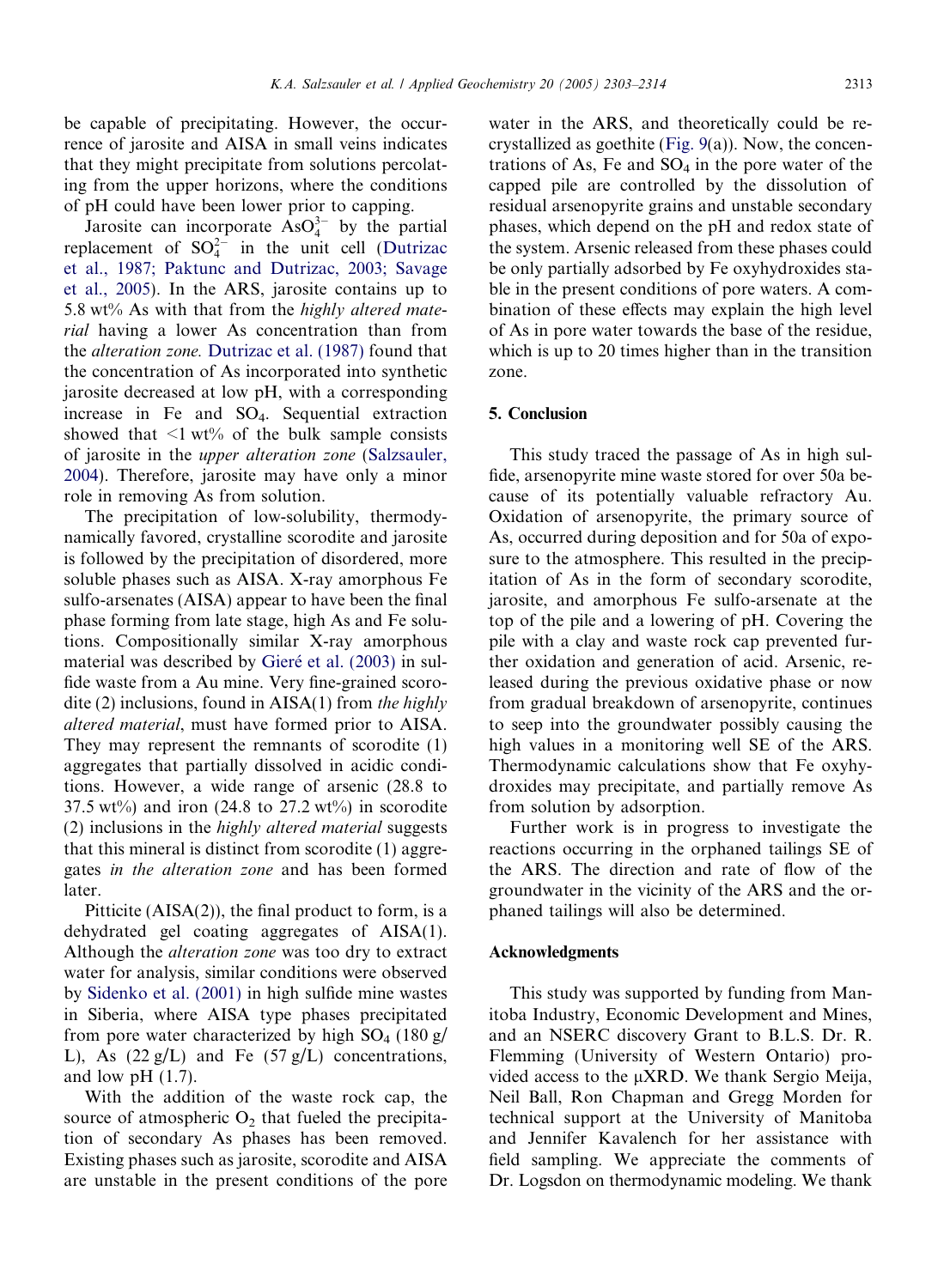be capable of precipitating. However, the occurrence of jarosite and AISA in small veins indicates that they might precipitate from solutions percolating from the upper horizons, where the conditions of pH could have been lower prior to capping.

Jarosite can incorporate $AsO_4^{3-}$ by the partial replacement of $SO_4^{2-}$ in the unit cell (Dutrizac et al., 1987; Paktunc and Dutrizac, 2003; Savage et al., 2005). In the ARS, jarosite contains up to 5.8 wt% As with that from the *highly altered material* having a lower As concentration than from the *alteration zone.* Dutrizac et al. (1987) found that the concentration of As incorporated into synthetic jarosite decreased at low pH, with a corresponding increase in Fe and $SO_4$. Sequential extraction showed that <1 wt% of the bulk sample consists of jarosite in the *upper alteration zone* (Salzsauler, 2004). Therefore, jarosite may have only a minor role in removing As from solution.

The precipitation of low-solubility, thermodynamically favored, crystalline scorodite and jarosite is followed by the precipitation of disordered, more soluble phases such as AISA. X-ray amorphous Fe sulfo-arsenates (AISA) appear to have been the final phase forming from late stage, high As and Fe solutions. Compositionally similar X-ray amorphous material was described by Gieré et al. (2003) in sulfide waste from a Au mine. Very fine-grained scorodite (2) inclusions, found in AISA(1) from *the highly altered material*, must have formed prior to AISA. They may represent the remnants of scorodite (1) aggregates that partially dissolved in acidic conditions. However, a wide range of arsenic (28.8 to 37.5 wt%) and iron (24.8 to 27.2 wt%) in scorodite (2) inclusions in the *highly altered material* suggests that this mineral is distinct from scorodite (1) aggregates *in the alteration zone* and has been formed later.

Pitticite (AISA(2)), the final product to form, is a dehydrated gel coating aggregates of AISA(1). Although the *alteration zone* was too dry to extract water for analysis, similar conditions were observed by Sidenko et al. (2001) in high sulfide mine wastes in Siberia, where AISA type phases precipitated from pore water characterized by high $SO_4$ (180 g/L), As (22 g/L) and Fe (57 g/L) concentrations, and low pH (1.7).

With the addition of the waste rock cap, the source of atmospheric $O_2$ that fueled the precipitation of secondary As phases has been removed. Existing phases such as jarosite, scorodite and AISA are unstable in the present conditions of the pore water in the ARS, and theoretically could be recrystallized as goethite (Fig. 9(a)). Now, the concentrations of As, Fe and $SO_4$ in the pore water of the capped pile are controlled by the dissolution of residual arsenopyrite grains and unstable secondary phases, which depend on the pH and redox state of the system. Arsenic released from these phases could be only partially adsorbed by Fe oxyhydroxides stable in the present conditions of pore waters. A combination of these effects may explain the high level of As in pore water towards the base of the residue, which is up to 20 times higher than in the transition zone.

## 5. Conclusion

This study traced the passage of As in high sulfide, arsenopyrite mine waste stored for over 50a because of its potentially valuable refractory Au. Oxidation of arsenopyrite, the primary source of As, occurred during deposition and for 50a of exposure to the atmosphere. This resulted in the precipitation of As in the form of secondary scorodite, jarosite, and amorphous Fe sulfo-arsenate at the top of the pile and a lowering of pH. Covering the pile with a clay and waste rock cap prevented further oxidation and generation of acid. Arsenic, released during the previous oxidative phase or now from gradual breakdown of arsenopyrite, continues to seep into the groundwater possibly causing the high values in a monitoring well SE of the ARS. Thermodynamic calculations show that Fe oxyhydroxides may precipitate, and partially remove As from solution by adsorption.

Further work is in progress to investigate the reactions occurring in the orphaned tailings SE of the ARS. The direction and rate of flow of the groundwater in the vicinity of the ARS and the orphaned tailings will also be determined.

## Acknowledgments

This study was supported by funding from Manitoba Industry, Economic Development and Mines, and an NSERC discovery Grant to B.L.S. Dr. R. Flemming (University of Western Ontario) provided access to the μXRD. We thank Sergio Meija, Neil Ball, Ron Chapman and Gregg Morden for technical support at the University of Manitoba and Jennifer Kavalench for her assistance with field sampling. We appreciate the comments of Dr. Logsdon on thermodynamic modeling. We thank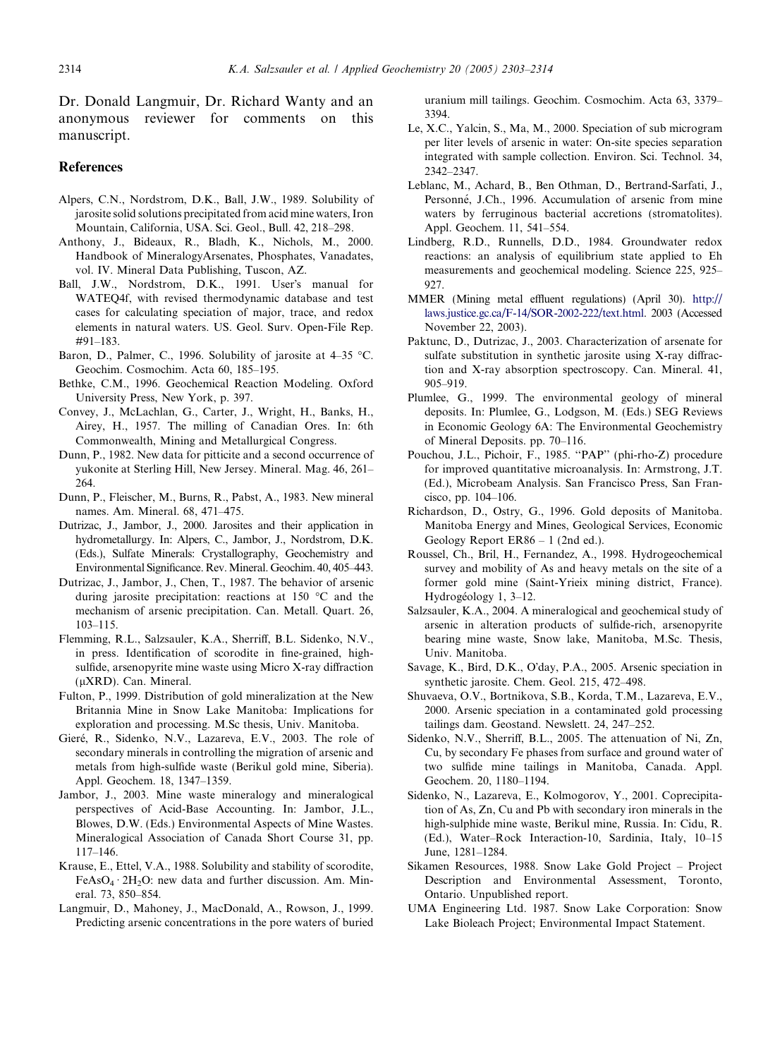Dr. Donald Langmuir, Dr. Richard Wanty and an anonymous reviewer for comments on this manuscript.

## References

Alpers, C.N., Nordstrom, D.K., Ball, J.W., 1989. Solubility of jarosite solid solutions precipitated from acid mine waters, Iron Mountain, California, USA. Sci. Geol., Bull. 42, 218–298.

Anthony, J., Bideaux, R., Bladh, K., Nichols, M., 2000. Handbook of MineralogyArsenates, Phosphates, Vanadates, vol. IV. Mineral Data Publishing, Tuscon, AZ.

Ball, J.W., Nordstrom, D.K., 1991. User's manual for WATEQ4f, with revised thermodynamic database and test cases for calculating speciation of major, trace, and redox elements in natural waters. US. Geol. Surv. Open-File Rep. #91–183.

Baron, D., Palmer, C., 1996. Solubility of jarosite at 4–35 °C. Geochim. Cosmochim. Acta 60, 185–195.

Bethke, C.M., 1996. Geochemical Reaction Modeling. Oxford University Press, New York, p. 397.

Convey, J., McLachlan, G., Carter, J., Wright, H., Banks, H., Airey, H., 1957. The milling of Canadian Ores. In: 6th Commonwealth, Mining and Metallurgical Congress.

Dunn, P., 1982. New data for pitticite and a second occurrence of yukonite at Sterling Hill, New Jersey. Mineral. Mag. 46, 261–264.

Dunn, P., Fleischer, M., Burns, R., Pabst, A., 1983. New mineral names. Am. Mineral. 68, 471–475.

Dutrizac, J., Jambor, J., 2000. Jarosites and their application in hydrometallurgy. In: Alpers, C., Jambor, J., Nordstrom, D.K. (Eds.), Sulfate Minerals: Crystallography, Geochemistry and Environmental Significance. Rev. Mineral. Geochim. 40, 405–443.

Dutrizac, J., Jambor, J., Chen, T., 1987. The behavior of arsenic during jarosite precipitation: reactions at 150 °C and the mechanism of arsenic precipitation. Can. Metall. Quart. 26, 103–115.

Flemming, R.L., Salzsauler, K.A., Sherriff, B.L. Sidenko, N.V., in press. Identification of scorodite in fine-grained, high-sulfide, arsenopyrite mine waste using Micro X-ray diffraction (μXRD). Can. Mineral.

Fulton, P., 1999. Distribution of gold mineralization at the New Britannia Mine in Snow Lake Manitoba: Implications for exploration and processing. M.Sc thesis, Univ. Manitoba.

Gieré, R., Sidenko, N.V., Lazareva, E.V., 2003. The role of secondary minerals in controlling the migration of arsenic and metals from high-sulfide waste (Berikul gold mine, Siberia). Appl. Geochem. 18, 1347–1359.

Jambor, J., 2003. Mine waste mineralogy and mineralogical perspectives of Acid-Base Accounting. In: Jambor, J.L., Blowes, D.W. (Eds.) Environmental Aspects of Mine Wastes. Mineralogical Association of Canada Short Course 31, pp. 117–146.

Krause, E., Ettel, V.A., 1988. Solubility and stability of scorodite, $FeAsO_4 \cdot 2H_2O$: new data and further discussion. Am. Mineral. 73, 850–854.

Langmuir, D., Mahoney, J., MacDonald, A., Rowson, J., 1999. Predicting arsenic concentrations in the pore waters of buried uranium mill tailings. Geochim. Cosmochim. Acta 63, 3379–3394.

Le, X.C., Yalcin, S., Ma, M., 2000. Speciation of sub microgram per liter levels of arsenic in water: On-site species separation integrated with sample collection. Environ. Sci. Technol. 34, 2342–2347.

Leblanc, M., Achard, B., Ben Othman, D., Bertrand-Sarfati, J., Personné, J.Ch., 1996. Accumulation of arsenic from mine waters by ferruginous bacterial accretions (stromatolites). Appl. Geochem. 11, 541–554.

Lindberg, R.D., Runnells, D.D., 1984. Groundwater redox reactions: an analysis of equilibrium state applied to Eh measurements and geochemical modeling. Science 225, 925–927.

MMER (Mining metal effluent regulations) (April 30). http://laws.justice.gc.ca/F-14/SOR-2002-222/text.html. 2003 (Accessed November 22, 2003).

Paktunc, D., Dutrizac, J., 2003. Characterization of arsenate for sulfate substitution in synthetic jarosite using X-ray diffraction and X-ray absorption spectroscopy. Can. Mineral. 41, 905–919.

Plumlee, G., 1999. The environmental geology of mineral deposits. In: Plumlee, G., Lodgson, M. (Eds.) SEG Reviews in Economic Geology 6A: The Environmental Geochemistry of Mineral Deposits. pp. 70–116.

Pouchou, J.L., Pichoir, F., 1985. "PAP" (phi-rho-Z) procedure for improved quantitative microanalysis. In: Armstrong, J.T. (Ed.), Microbeam Analysis. San Francisco Press, San Francisco, pp. 104–106.

Richardson, D., Ostry, G., 1996. Gold deposits of Manitoba. Manitoba Energy and Mines, Geological Services, Economic Geology Report ER86 – 1 (2nd ed.).

Roussel, Ch., Bril, H., Fernandez, A., 1998. Hydrogeochemical survey and mobility of As and heavy metals on the site of a former gold mine (Saint-Yrieix mining district, France). Hydrogéology 1, 3–12.

Salzsauler, K.A., 2004. A mineralogical and geochemical study of arsenic in alteration products of sulfide-rich, arsenopyrite bearing mine waste, Snow lake, Manitoba, M.Sc. Thesis, Univ. Manitoba.

Savage, K., Bird, D.K., O'day, P.A., 2005. Arsenic speciation in synthetic jarosite. Chem. Geol. 215, 472–498.

Shuvaeva, O.V., Bortnikova, S.B., Korda, T.M., Lazareva, E.V., 2000. Arsenic speciation in a contaminated gold processing tailings dam. Geostand. Newslett. 24, 247–252.

Sidenko, N.V., Sherriff, B.L., 2005. The attenuation of Ni, Zn, Cu, by secondary Fe phases from surface and ground water of two sulfide mine tailings in Manitoba, Canada. Appl. Geochem. 20, 1180–1194.

Sidenko, N., Lazareva, E., Kolmogorov, Y., 2001. Coprecipitation of As, Zn, Cu and Pb with secondary iron minerals in the high-sulphide mine waste, Berikul mine, Russia. In: Cidu, R. (Ed.), Water–Rock Interaction-10, Sardinia, Italy, 10–15 June, 1281–1284.

Sikamen Resources, 1988. Snow Lake Gold Project – Project Description and Environmental Assessment, Toronto, Ontario. Unpublished report.

UMA Engineering Ltd. 1987. Snow Lake Corporation: Snow Lake Bioleach Project; Environmental Impact Statement.